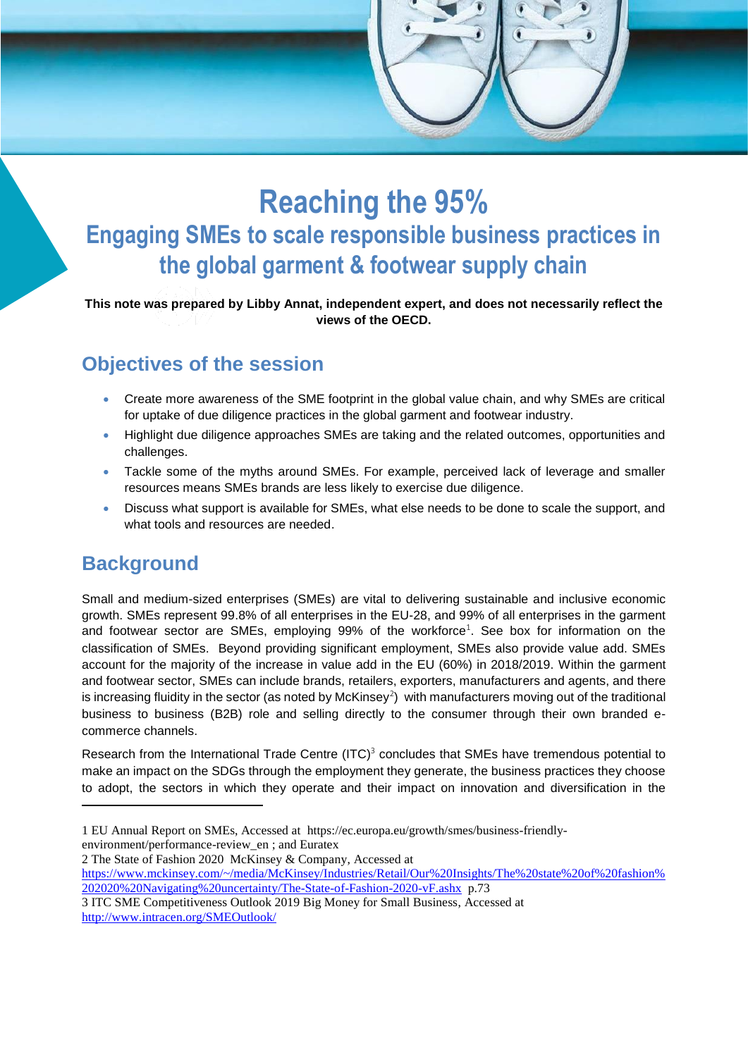# Reaching the 95%

## Engaging SMEs to scale responsible business practices in the global garment & footwear supply chain

**This note was prepared by Libby Annat, independent expert, and does not necessarily reflect the views of the OECD.**

## Objectives of the session

- Create more awareness of the SME footprint in the global value chain, and why SMEs are critical for uptake of due diligence practices in the global garment and footwear industry.
- Highlight due diligence approaches SMEs are taking and the related outcomes, opportunities and challenges.
- Tackle some of the myths around SMEs. For example, perceived lack of leverage and smaller resources means SMEs brands are less likely to exercise due diligence.
- Discuss what support is available for SMEs, what else needs to be done to scale the support, and what tools and resources are needed.

## Background

Small and medium-sized enterprises (SMEs) are vital to delivering sustainable and inclusive economic growth. SMEs represent 99.8% of all enterprises in the EU-28, and 99% of all enterprises in the garment and footwear sector are SMEs, employing 99% of the workforce[1]. See box for information on the classification of SMEs. Beyond providing significant employment, SMEs also provide value add. SMEs account for the majority of the increase in value add in the EU (60%) in 2018/2019. Within the garment and footwear sector, SMEs can include brands, retailers, exporters, manufacturers and agents, and there is increasing fluidity in the sector (as noted by McKinsey[2]) with manufacturers moving out of the traditional business to business (B2B) role and selling directly to the consumer through their own branded e-commerce channels.

Research from the International Trade Centre (ITC)[3] concludes that SMEs have tremendous potential to make an impact on the SDGs through the employment they generate, the business practices they choose to adopt, the sectors in which they operate and their impact on innovation and diversification in the

---

1 EU Annual Report on SMEs, Accessed at https://ec.europa.eu/growth/smes/business-friendly-environment/performance-review_en ; and Euratex

2 The State of Fashion 2020 McKinsey & Company, Accessed at https://www.mckinsey.com/~/media/McKinsey/Industries/Retail/Our%20Insights/The%20state%20of%20fashion%202020%20Navigating%20uncertainty/The-State-of-Fashion-2020-vF.ashx p.73

3 ITC SME Competitiveness Outlook 2019 Big Money for Small Business, Accessed at http://www.intracen.org/SMEOutlook/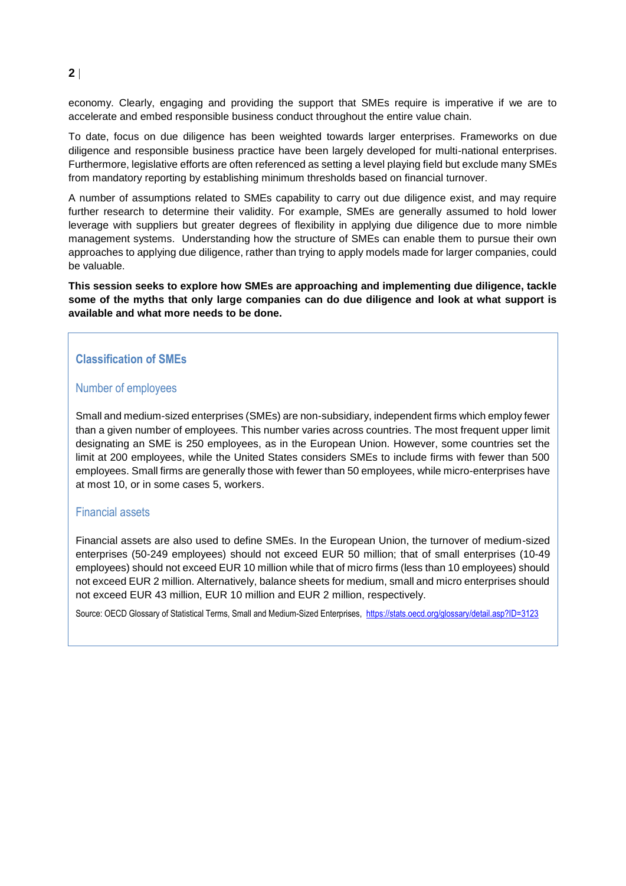economy. Clearly, engaging and providing the support that SMEs require is imperative if we are to accelerate and embed responsible business conduct throughout the entire value chain.

To date, focus on due diligence has been weighted towards larger enterprises. Frameworks on due diligence and responsible business practice have been largely developed for multi-national enterprises. Furthermore, legislative efforts are often referenced as setting a level playing field but exclude many SMEs from mandatory reporting by establishing minimum thresholds based on financial turnover.

A number of assumptions related to SMEs capability to carry out due diligence exist, and may require further research to determine their validity. For example, SMEs are generally assumed to hold lower leverage with suppliers but greater degrees of flexibility in applying due diligence due to more nimble management systems. Understanding how the structure of SMEs can enable them to pursue their own approaches to applying due diligence, rather than trying to apply models made for larger companies, could be valuable.

**This session seeks to explore how SMEs are approaching and implementing due diligence, tackle some of the myths that only large companies can do due diligence and look at what support is available and what more needs to be done.**

## Classification of SMEs

### Number of employees

Small and medium-sized enterprises (SMEs) are non-subsidiary, independent firms which employ fewer than a given number of employees. This number varies across countries. The most frequent upper limit designating an SME is 250 employees, as in the European Union. However, some countries set the limit at 200 employees, while the United States considers SMEs to include firms with fewer than 500 employees. Small firms are generally those with fewer than 50 employees, while micro-enterprises have at most 10, or in some cases 5, workers.

### Financial assets

Financial assets are also used to define SMEs. In the European Union, the turnover of medium-sized enterprises (50-249 employees) should not exceed EUR 50 million; that of small enterprises (10-49 employees) should not exceed EUR 10 million while that of micro firms (less than 10 employees) should not exceed EUR 2 million. Alternatively, balance sheets for medium, small and micro enterprises should not exceed EUR 43 million, EUR 10 million and EUR 2 million, respectively.

Source: OECD Glossary of Statistical Terms, Small and Medium-Sized Enterprises, https://stats.oecd.org/glossary/detail.asp?ID=3123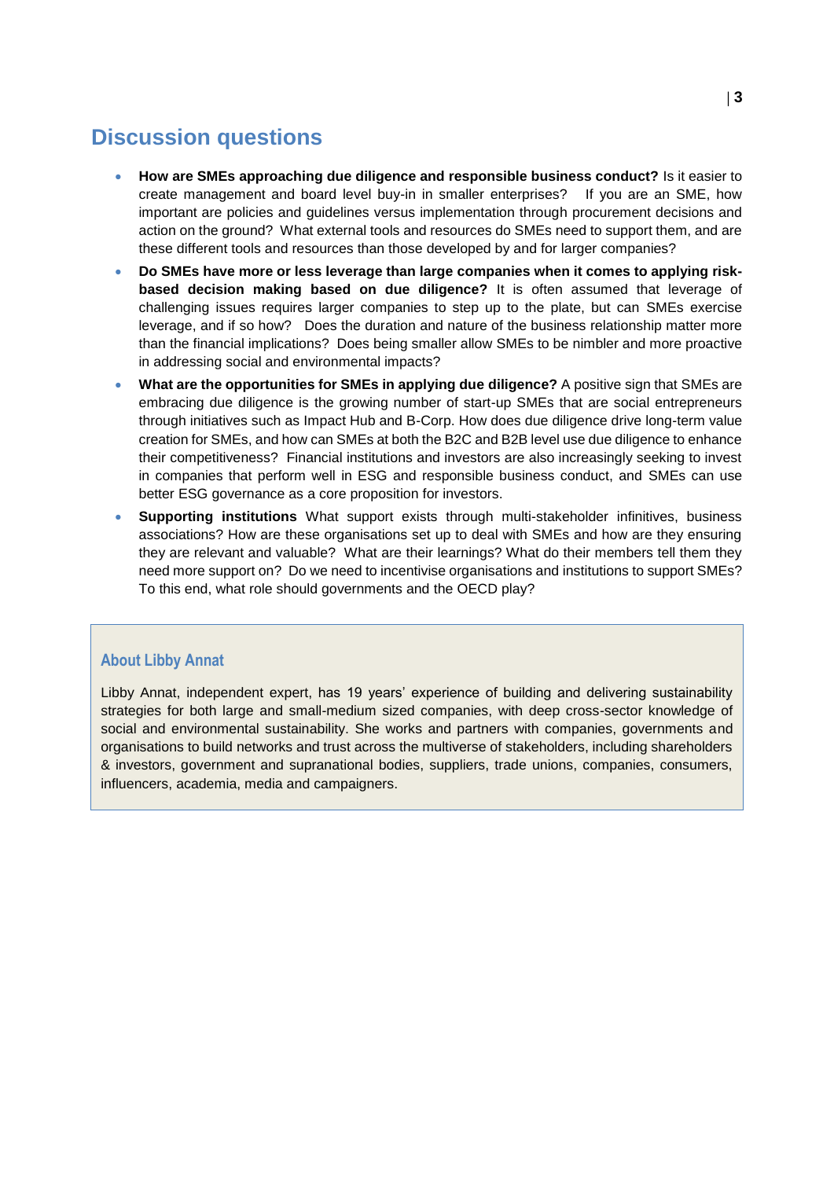## Discussion questions

- **How are SMEs approaching due diligence and responsible business conduct?** Is it easier to create management and board level buy-in in smaller enterprises? If you are an SME, how important are policies and guidelines versus implementation through procurement decisions and action on the ground? What external tools and resources do SMEs need to support them, and are these different tools and resources than those developed by and for larger companies?
- **Do SMEs have more or less leverage than large companies when it comes to applying risk-based decision making based on due diligence?** It is often assumed that leverage of challenging issues requires larger companies to step up to the plate, but can SMEs exercise leverage, and if so how? Does the duration and nature of the business relationship matter more than the financial implications? Does being smaller allow SMEs to be nimbler and more proactive in addressing social and environmental impacts?
- **What are the opportunities for SMEs in applying due diligence?** A positive sign that SMEs are embracing due diligence is the growing number of start-up SMEs that are social entrepreneurs through initiatives such as Impact Hub and B-Corp. How does due diligence drive long-term value creation for SMEs, and how can SMEs at both the B2C and B2B level use due diligence to enhance their competitiveness? Financial institutions and investors are also increasingly seeking to invest in companies that perform well in ESG and responsible business conduct, and SMEs can use better ESG governance as a core proposition for investors.
- **Supporting institutions** What support exists through multi-stakeholder infinitives, business associations? How are these organisations set up to deal with SMEs and how are they ensuring they are relevant and valuable? What are their learnings? What do their members tell them they need more support on? Do we need to incentivise organisations and institutions to support SMEs? To this end, what role should governments and the OECD play?

### About Libby Annat

Libby Annat, independent expert, has 19 years' experience of building and delivering sustainability strategies for both large and small-medium sized companies, with deep cross-sector knowledge of social and environmental sustainability. She works and partners with companies, governments and organisations to build networks and trust across the multiverse of stakeholders, including shareholders & investors, government and supranational bodies, suppliers, trade unions, companies, consumers, influencers, academia, media and campaigners.